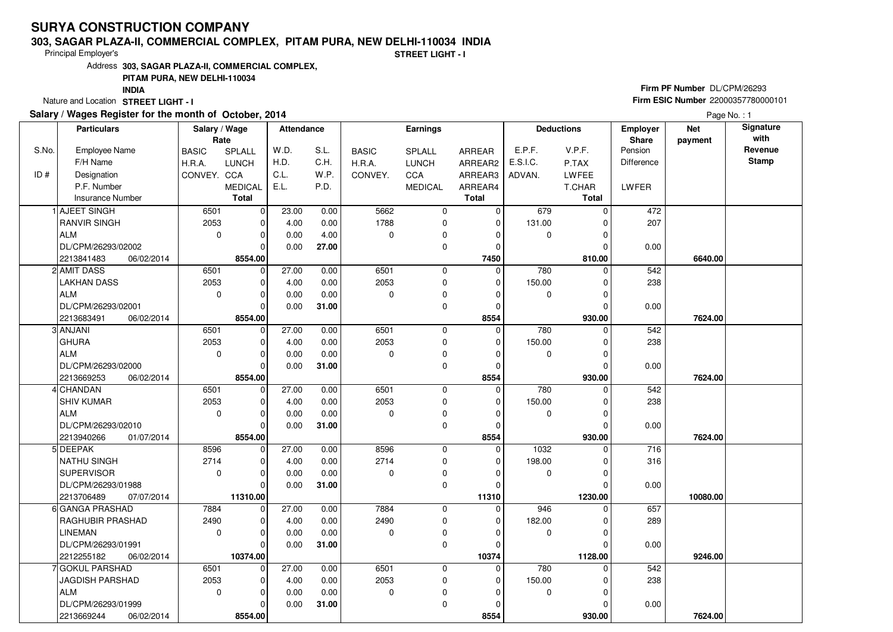# SURYA CONSTRUCTION COMPANY

## 303, SAGAR PLAZA-II, COMMERCIAL COMPLEX, PITAM PURA, NEW DELHI-110034 INDIA

Principal Employer's

**STREET LIGHT - I**

Address **303, SAGAR PLAZA-II, COMMERCIAL COMPLEX, PITAM PURA, NEW DELHI-110034 INDIA**

Nature and Location **STREET LIGHT - I**

**Firm PF Number** DL/CPM/26293

**Firm ESIC Number** 22000357780000101

**Salary / Wages Register for the month of October, 2014**

Page No. : 1

| S.No. / ID # | Particulars: Employee Name / F/H Name / Designation / P.F. Number / Insurance Number | Salary / Wage Rate: BASIC / H.R.A. / CONVEY. | SPLALL / LUNCH / CCA / MEDICAL / Total | Attendance: W.D. / H.D. / C.L. / E.L. | S.L. / C.H. / W.P. / P.D. | Earnings: BASIC / H.R.A. / CONVEY. | SPLALL / LUNCH / CCA / MEDICAL | ARREAR / ARREAR2 / ARREAR3 / ARREAR4 / Total | Deductions: E.P.F. / E.S.I.C. / ADVAN. | V.P.F. / P.TAX / LWFEE / T.CHAR / Total | Employer Share: Pension / Difference / LWFER | Net payment | Signature with Revenue Stamp |
|---|---|---|---|---|---|---|---|---|---|---|---|---|---|
| 1 | AJEET SINGH | 6501 | 0 | 23.00 | 0.00 | 5662 | 0 | 0 | 679 | 0 | 472 | | |
| | RANVIR SINGH | 2053 | 0 | 4.00 | 0.00 | 1788 | 0 | 0 | 131.00 | 0 | 207 | | |
| | ALM | 0 | 0 | 0.00 | 4.00 | 0 | 0 | 0 | 0 | 0 | | | |
| | DL/CPM/26293/02002 | | 0 | 0.00 | **27.00** | | 0 | 0 | | 0 | 0.00 | | |
| | 2213841483 06/02/2014 | | **8554.00** | | | | | **7450** | | **810.00** | | **6640.00** | |
| 2 | AMIT DASS | 6501 | 0 | 27.00 | 0.00 | 6501 | 0 | 0 | 780 | 0 | 542 | | |
| | LAKHAN DASS | 2053 | 0 | 4.00 | 0.00 | 2053 | 0 | 0 | 150.00 | 0 | 238 | | |
| | ALM | 0 | 0 | 0.00 | 0.00 | 0 | 0 | 0 | 0 | 0 | | | |
| | DL/CPM/26293/02001 | | 0 | 0.00 | **31.00** | | 0 | 0 | | 0 | 0.00 | | |
| | 2213683491 06/02/2014 | | **8554.00** | | | | | **8554** | | **930.00** | | **7624.00** | |
| 3 | ANJANI | 6501 | 0 | 27.00 | 0.00 | 6501 | 0 | 0 | 780 | 0 | 542 | | |
| | GHURA | 2053 | 0 | 4.00 | 0.00 | 2053 | 0 | 0 | 150.00 | 0 | 238 | | |
| | ALM | 0 | 0 | 0.00 | 0.00 | 0 | 0 | 0 | 0 | 0 | | | |
| | DL/CPM/26293/02000 | | 0 | 0.00 | **31.00** | | 0 | 0 | | 0 | 0.00 | | |
| | 2213669253 06/02/2014 | | **8554.00** | | | | | **8554** | | **930.00** | | **7624.00** | |
| 4 | CHANDAN | 6501 | 0 | 27.00 | 0.00 | 6501 | 0 | 0 | 780 | 0 | 542 | | |
| | SHIV KUMAR | 2053 | 0 | 4.00 | 0.00 | 2053 | 0 | 0 | 150.00 | 0 | 238 | | |
| | ALM | 0 | 0 | 0.00 | 0.00 | 0 | 0 | 0 | 0 | 0 | | | |
| | DL/CPM/26293/02010 | | 0 | 0.00 | **31.00** | | 0 | 0 | | 0 | 0.00 | | |
| | 2213940266 01/07/2014 | | **8554.00** | | | | | **8554** | | **930.00** | | **7624.00** | |
| 5 | DEEPAK | 8596 | 0 | 27.00 | 0.00 | 8596 | 0 | 0 | 1032 | 0 | 716 | | |
| | NATHU SINGH | 2714 | 0 | 4.00 | 0.00 | 2714 | 0 | 0 | 198.00 | 0 | 316 | | |
| | SUPERVISOR | 0 | 0 | 0.00 | 0.00 | 0 | 0 | 0 | 0 | 0 | | | |
| | DL/CPM/26293/01988 | | 0 | 0.00 | **31.00** | | 0 | 0 | | 0 | 0.00 | | |
| | 2213706489 07/07/2014 | | **11310.00** | | | | | **11310** | | **1230.00** | | **10080.00** | |
| 6 | GANGA PRASHAD | 7884 | 0 | 27.00 | 0.00 | 7884 | 0 | 0 | 946 | 0 | 657 | | |
| | RAGHUBIR PRASHAD | 2490 | 0 | 4.00 | 0.00 | 2490 | 0 | 0 | 182.00 | 0 | 289 | | |
| | LINEMAN | 0 | 0 | 0.00 | 0.00 | 0 | 0 | 0 | 0 | 0 | | | |
| | DL/CPM/26293/01991 | | 0 | 0.00 | **31.00** | | 0 | 0 | | 0 | 0.00 | | |
| | 2212255182 06/02/2014 | | **10374.00** | | | | | **10374** | | **1128.00** | | **9246.00** | |
| 7 | GOKUL PARSHAD | 6501 | 0 | 27.00 | 0.00 | 6501 | 0 | 0 | 780 | 0 | 542 | | |
| | JAGDISH PARSHAD | 2053 | 0 | 4.00 | 0.00 | 2053 | 0 | 0 | 150.00 | 0 | 238 | | |
| | ALM | 0 | 0 | 0.00 | 0.00 | 0 | 0 | 0 | 0 | 0 | | | |
| | DL/CPM/26293/01999 | | 0 | 0.00 | **31.00** | | 0 | 0 | | 0 | 0.00 | | |
| | 2213669244 06/02/2014 | | **8554.00** | | | | | **8554** | | **930.00** | | **7624.00** | |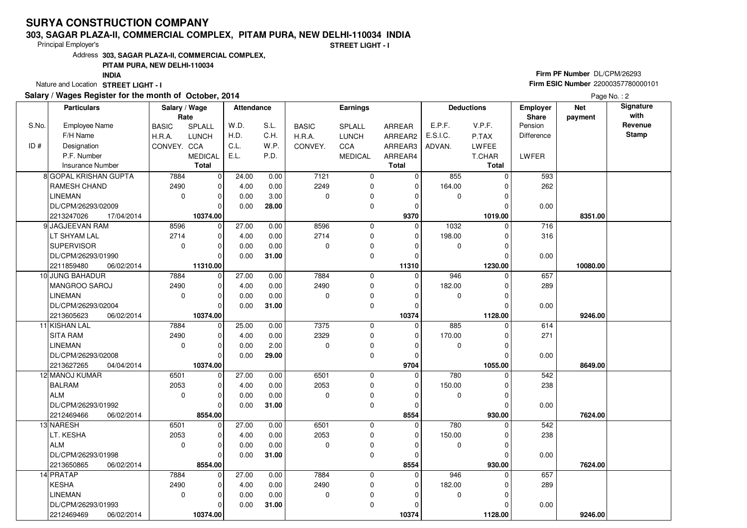# SURYA CONSTRUCTION COMPANY

**303, SAGAR PLAZA-II, COMMERCIAL COMPLEX, PITAM PURA, NEW DELHI-110034 INDIA**

Principal Employer's

**STREET LIGHT - I**

Address **303, SAGAR PLAZA-II, COMMERCIAL COMPLEX, PITAM PURA, NEW DELHI-110034 INDIA**

Nature and Location **STREET LIGHT - I**

**Firm PF Number** DL/CPM/26293
**Firm ESIC Number** 22000357780000101

**Salary / Wages Register for the month of October, 2014**

| S.No. / ID # | Employee Name / F/H Name / Designation / P.F. Number / Insurance Number | Salary / Wage Rate: BASIC / H.R.A. / CONVEY. | SPLALL / LUNCH / CCA / MEDICAL / Total | Attendance: W.D. / H.D. / C.L. / E.L. | S.L. / C.H. / W.P. / P.D. | Earnings: BASIC / H.R.A. / CONVEY. | SPLALL / LUNCH / CCA / MEDICAL | ARREAR / ARREAR2 / ARREAR3 / ARREAR4 / Total | Deductions: E.P.F. / E.S.I.C. / ADVAN. | V.P.F. / P.TAX / LWFEE / T.CHAR / Total | Employer Share: Pension / Difference / LWFER | Net payment | Signature with Revenue Stamp |
|---|---|---|---|---|---|---|---|---|---|---|---|---|---|
| 8 | GOPAL KRISHAN GUPTA / RAMESH CHAND / LINEMAN / DL/CPM/26293/02009 / 2213247026 17/04/2014 | 7884 / 2490 / 0 | 0 / 0 / 0 / 0 / **10374.00** | 24.00 / 4.00 / 0.00 / 0.00 | 0.00 / 0.00 / 3.00 / **28.00** | 7121 / 2249 / 0 | 0 / 0 / 0 / 0 | 0 / 0 / 0 / 0 / **9370** | 855 / 164.00 / 0 | 0 / 0 / 0 / 0 / **1019.00** | 593 / 262 / 0.00 | **8351.00** | |
| 9 | JAGJEEVAN RAM / LT SHYAM LAL / SUPERVISOR / DL/CPM/26293/01990 / 2211859480 06/02/2014 | 8596 / 2714 / 0 | 0 / 0 / 0 / 0 / **11310.00** | 27.00 / 4.00 / 0.00 / 0.00 | 0.00 / 0.00 / 0.00 / **31.00** | 8596 / 2714 / 0 | 0 / 0 / 0 / 0 | 0 / 0 / 0 / 0 / **11310** | 1032 / 198.00 / 0 | 0 / 0 / 0 / 0 / **1230.00** | 716 / 316 / 0.00 | **10080.00** | |
| 10 | JUNG BAHADUR / MANGROO SAROJ / LINEMAN / DL/CPM/26293/02004 / 2213605623 06/02/2014 | 7884 / 2490 / 0 | 0 / 0 / 0 / 0 / **10374.00** | 27.00 / 4.00 / 0.00 / 0.00 | 0.00 / 0.00 / 0.00 / **31.00** | 7884 / 2490 / 0 | 0 / 0 / 0 / 0 | 0 / 0 / 0 / 0 / **10374** | 946 / 182.00 / 0 | 0 / 0 / 0 / 0 / **1128.00** | 657 / 289 / 0.00 | **9246.00** | |
| 11 | KISHAN LAL / SITA RAM / LINEMAN / DL/CPM/26293/02008 / 2213627265 04/04/2014 | 7884 / 2490 / 0 | 0 / 0 / 0 / 0 / **10374.00** | 25.00 / 4.00 / 0.00 / 0.00 | 0.00 / 0.00 / 2.00 / **29.00** | 7375 / 2329 / 0 | 0 / 0 / 0 / 0 | 0 / 0 / 0 / 0 / **9704** | 885 / 170.00 / 0 | 0 / 0 / 0 / 0 / **1055.00** | 614 / 271 / 0.00 | **8649.00** | |
| 12 | MANOJ KUMAR / BALRAM / ALM / DL/CPM/26293/01992 / 2212469466 06/02/2014 | 6501 / 2053 / 0 | 0 / 0 / 0 / 0 / **8554.00** | 27.00 / 4.00 / 0.00 / 0.00 | 0.00 / 0.00 / 0.00 / **31.00** | 6501 / 2053 / 0 | 0 / 0 / 0 / 0 | 0 / 0 / 0 / 0 / **8554** | 780 / 150.00 / 0 | 0 / 0 / 0 / 0 / **930.00** | 542 / 238 / 0.00 | **7624.00** | |
| 13 | NARESH / LT. KESHA / ALM / DL/CPM/26293/01998 / 2213650865 06/02/2014 | 6501 / 2053 / 0 | 0 / 0 / 0 / 0 / **8554.00** | 27.00 / 4.00 / 0.00 / 0.00 | 0.00 / 0.00 / 0.00 / **31.00** | 6501 / 2053 / 0 | 0 / 0 / 0 / 0 | 0 / 0 / 0 / 0 / **8554** | 780 / 150.00 / 0 | 0 / 0 / 0 / 0 / **930.00** | 542 / 238 / 0.00 | **7624.00** | |
| 14 | PRATAP / KESHA / LINEMAN / DL/CPM/26293/01993 / 2212469469 06/02/2014 | 7884 / 2490 / 0 | 0 / 0 / 0 / 0 / **10374.00** | 27.00 / 4.00 / 0.00 / 0.00 | 0.00 / 0.00 / 0.00 / **31.00** | 7884 / 2490 / 0 | 0 / 0 / 0 / 0 | 0 / 0 / 0 / 0 / **10374** | 946 / 182.00 / 0 | 0 / 0 / 0 / 0 / **1128.00** | 657 / 289 / 0.00 | **9246.00** | |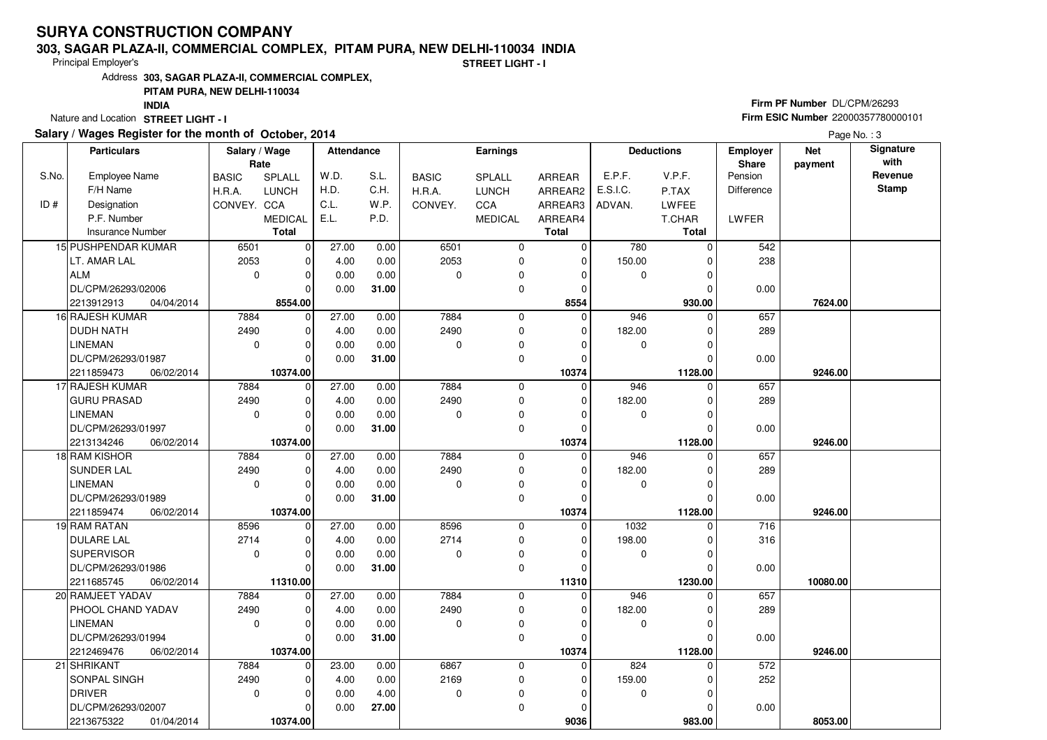# SURYA CONSTRUCTION COMPANY

**303, SAGAR PLAZA-II, COMMERCIAL COMPLEX, PITAM PURA, NEW DELHI-110034 INDIA**

Principal Employer's **STREET LIGHT - I**

Address **303, SAGAR PLAZA-II, COMMERCIAL COMPLEX, PITAM PURA, NEW DELHI-110034 INDIA**

Nature and Location **STREET LIGHT - I**

**Firm PF Number** DL/CPM/26293
**Firm ESIC Number** 22000357780000101

**Salary / Wages Register for the month of October, 2014**

| S.No. / ID # | Particulars: Employee Name / F/H Name / Designation / P.F. Number / Insurance Number | Salary / Wage Rate: BASIC / H.R.A. / CONVEY. | Salary / Wage Rate: SPLALL / LUNCH / CCA / MEDICAL / Total | Attendance: W.D. / H.D. / C.L. / E.L. | Attendance: S.L. / C.H. / W.P. / P.D. | Earnings: BASIC / H.R.A. / CONVEY. | Earnings: SPLALL / LUNCH / CCA / MEDICAL | Earnings: ARREAR / ARREAR2 / ARREAR3 / ARREAR4 / Total | Deductions: E.P.F. / E.S.I.C. / ADVAN. | Deductions: V.P.F. / P.TAX / LWFEE / T.CHAR / Total | Employer Share: Pension / Difference / LWFER | Net payment | Signature with Revenue Stamp |
|---|---|---|---|---|---|---|---|---|---|---|---|---|---|
| 15 | PUSHPENDAR KUMAR / LT. AMAR LAL / ALM / DL/CPM/26293/02006 / 2213912913 04/04/2014 | 6501 / 2053 / 0 | 0 / 0 / 0 / 0 / **8554.00** | 27.00 / 4.00 / 0.00 / 0.00 | 0.00 / 0.00 / 0.00 / **31.00** | 6501 / 2053 / 0 | 0 / 0 / 0 / 0 | 0 / 0 / 0 / 0 / **8554** | 780 / 150.00 / 0 | 0 / 0 / 0 / 0 / **930.00** | 542 / 238 / 0.00 | **7624.00** | |
| 16 | RAJESH KUMAR / DUDH NATH / LINEMAN / DL/CPM/26293/01987 / 2211859473 06/02/2014 | 7884 / 2490 / 0 | 0 / 0 / 0 / 0 / **10374.00** | 27.00 / 4.00 / 0.00 / 0.00 | 0.00 / 0.00 / 0.00 / **31.00** | 7884 / 2490 / 0 | 0 / 0 / 0 / 0 | 0 / 0 / 0 / 0 / **10374** | 946 / 182.00 / 0 | 0 / 0 / 0 / 0 / **1128.00** | 657 / 289 / 0.00 | **9246.00** | |
| 17 | RAJESH KUMAR / GURU PRASAD / LINEMAN / DL/CPM/26293/01997 / 2213134246 06/02/2014 | 7884 / 2490 / 0 | 0 / 0 / 0 / 0 / **10374.00** | 27.00 / 4.00 / 0.00 / 0.00 | 0.00 / 0.00 / 0.00 / **31.00** | 7884 / 2490 / 0 | 0 / 0 / 0 / 0 | 0 / 0 / 0 / 0 / **10374** | 946 / 182.00 / 0 | 0 / 0 / 0 / 0 / **1128.00** | 657 / 289 / 0.00 | **9246.00** | |
| 18 | RAM KISHOR / SUNDER LAL / LINEMAN / DL/CPM/26293/01989 / 2211859474 06/02/2014 | 7884 / 2490 / 0 | 0 / 0 / 0 / 0 / **10374.00** | 27.00 / 4.00 / 0.00 / 0.00 | 0.00 / 0.00 / 0.00 / **31.00** | 7884 / 2490 / 0 | 0 / 0 / 0 / 0 | 0 / 0 / 0 / 0 / **10374** | 946 / 182.00 / 0 | 0 / 0 / 0 / 0 / **1128.00** | 657 / 289 / 0.00 | **9246.00** | |
| 19 | RAM RATAN / DULARE LAL / SUPERVISOR / DL/CPM/26293/01986 / 2211685745 06/02/2014 | 8596 / 2714 / 0 | 0 / 0 / 0 / 0 / **11310.00** | 27.00 / 4.00 / 0.00 / 0.00 | 0.00 / 0.00 / 0.00 / **31.00** | 8596 / 2714 / 0 | 0 / 0 / 0 / 0 | 0 / 0 / 0 / 0 / **11310** | 1032 / 198.00 / 0 | 0 / 0 / 0 / 0 / **1230.00** | 716 / 316 / 0.00 | **10080.00** | |
| 20 | RAMJEET YADAV / PHOOL CHAND YADAV / LINEMAN / DL/CPM/26293/01994 / 2212469476 06/02/2014 | 7884 / 2490 / 0 | 0 / 0 / 0 / 0 / **10374.00** | 27.00 / 4.00 / 0.00 / 0.00 | 0.00 / 0.00 / 0.00 / **31.00** | 7884 / 2490 / 0 | 0 / 0 / 0 / 0 | 0 / 0 / 0 / 0 / **10374** | 946 / 182.00 / 0 | 0 / 0 / 0 / 0 / **1128.00** | 657 / 289 / 0.00 | **9246.00** | |
| 21 | SHRIKANT / SONPAL SINGH / DRIVER / DL/CPM/26293/02007 / 2213675322 01/04/2014 | 7884 / 2490 / 0 | 0 / 0 / 0 / 0 / **10374.00** | 23.00 / 4.00 / 0.00 / 0.00 | 0.00 / 0.00 / 4.00 / **27.00** | 6867 / 2169 / 0 | 0 / 0 / 0 / 0 | 0 / 0 / 0 / 0 / **9036** | 824 / 159.00 / 0 | 0 / 0 / 0 / 0 / **983.00** | 572 / 252 / 0.00 | **8053.00** | |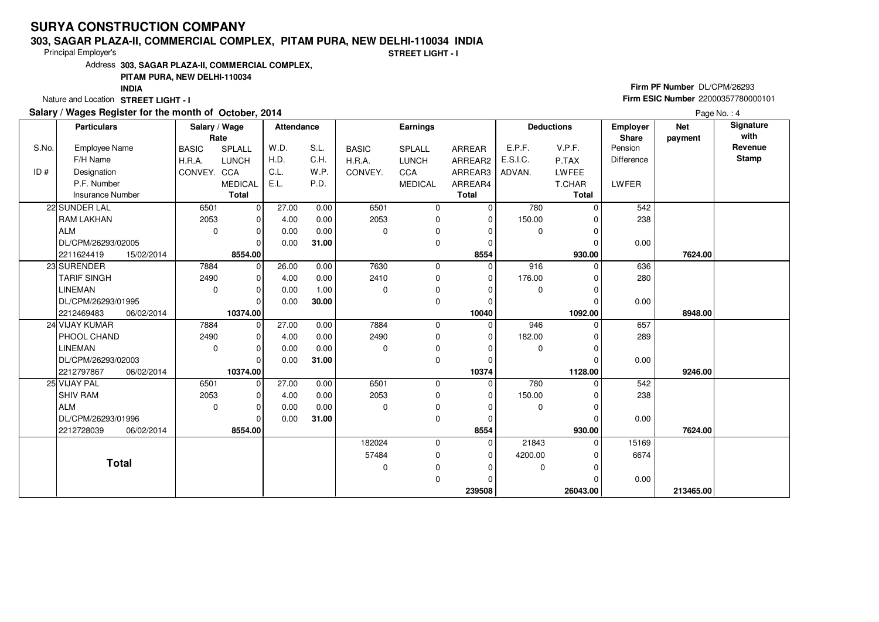# SURYA CONSTRUCTION COMPANY

**303, SAGAR PLAZA-II, COMMERCIAL COMPLEX, PITAM PURA, NEW DELHI-110034 INDIA**

Principal Employer's

**STREET LIGHT - I**

Address **303, SAGAR PLAZA-II, COMMERCIAL COMPLEX, PITAM PURA, NEW DELHI-110034 INDIA**

Nature and Location **STREET LIGHT - I**

**Firm PF Number** DL/CPM/26293

**Firm ESIC Number** 22000357780000101

**Salary / Wages Register for the month of October, 2014**

| S.No. / ID # | Particulars: Employee Name / F/H Name / Designation / P.F. Number / Insurance Number | Salary / Wage Rate: BASIC / H.R.A. / CONVEY. | SPLALL / LUNCH / CCA / MEDICAL / Total | Attendance: W.D. / H.D. / C.L. / E.L. | S.L. / C.H. / W.P. / P.D. | Earnings: BASIC / H.R.A. / CONVEY. | SPLALL / LUNCH / CCA / MEDICAL | ARREAR / ARREAR2 / ARREAR3 / ARREAR4 / Total | Deductions: E.P.F. / E.S.I.C. / ADVAN. | V.P.F. / P.TAX / LWFEE / T.CHAR / Total | Employer Share: Pension / Difference / LWFER | Net payment | Signature with Revenue Stamp |
|---|---|---|---|---|---|---|---|---|---|---|---|---|---|
| 22 | SUNDER LAL / RAM LAKHAN / ALM / DL/CPM/26293/02005 / 2211624419 15/02/2014 | 6501 / 2053 / 0 | 0 / 0 / 0 / 0 / 8554.00 | 27.00 / 4.00 / 0.00 / 0.00 | 0.00 / 0.00 / 0.00 / 31.00 | 6501 / 2053 / 0 | 0 / 0 / 0 / 0 | 0 / 0 / 0 / 0 / 8554 | 780 / 150.00 / 0 | 0 / 0 / 0 / 0 / 930.00 | 542 / 238 / 0.00 | 7624.00 | |
| 23 | SURENDER / TARIF SINGH / LINEMAN / DL/CPM/26293/01995 / 2212469483 06/02/2014 | 7884 / 2490 / 0 | 0 / 0 / 0 / 0 / 10374.00 | 26.00 / 4.00 / 0.00 / 0.00 | 0.00 / 0.00 / 1.00 / 30.00 | 7630 / 2410 / 0 | 0 / 0 / 0 / 0 | 0 / 0 / 0 / 0 / 10040 | 916 / 176.00 / 0 | 0 / 0 / 0 / 0 / 1092.00 | 636 / 280 / 0.00 | 8948.00 | |
| 24 | VIJAY KUMAR / PHOOL CHAND / LINEMAN / DL/CPM/26293/02003 / 2212797867 06/02/2014 | 7884 / 2490 / 0 | 0 / 0 / 0 / 0 / 10374.00 | 27.00 / 4.00 / 0.00 / 0.00 | 0.00 / 0.00 / 0.00 / 31.00 | 7884 / 2490 / 0 | 0 / 0 / 0 / 0 | 0 / 0 / 0 / 0 / 10374 | 946 / 182.00 / 0 | 0 / 0 / 0 / 0 / 1128.00 | 657 / 289 / 0.00 | 9246.00 | |
| 25 | VIJAY PAL / SHIV RAM / ALM / DL/CPM/26293/01996 / 2212728039 06/02/2014 | 6501 / 2053 / 0 | 0 / 0 / 0 / 0 / 8554.00 | 27.00 / 4.00 / 0.00 / 0.00 | 0.00 / 0.00 / 0.00 / 31.00 | 6501 / 2053 / 0 | 0 / 0 / 0 / 0 | 0 / 0 / 0 / 0 / 8554 | 780 / 150.00 / 0 | 0 / 0 / 0 / 0 / 930.00 | 542 / 238 / 0.00 | 7624.00 | |
| | **Total** | | | | | 182024 / 57484 / 0 | 0 / 0 / 0 / 0 | 0 / 0 / 0 / 0 / 239508 | 21843 / 4200.00 / 0 | 0 / 0 / 0 / 0 / 26043.00 | 15169 / 6674 / 0.00 | 213465.00 | |